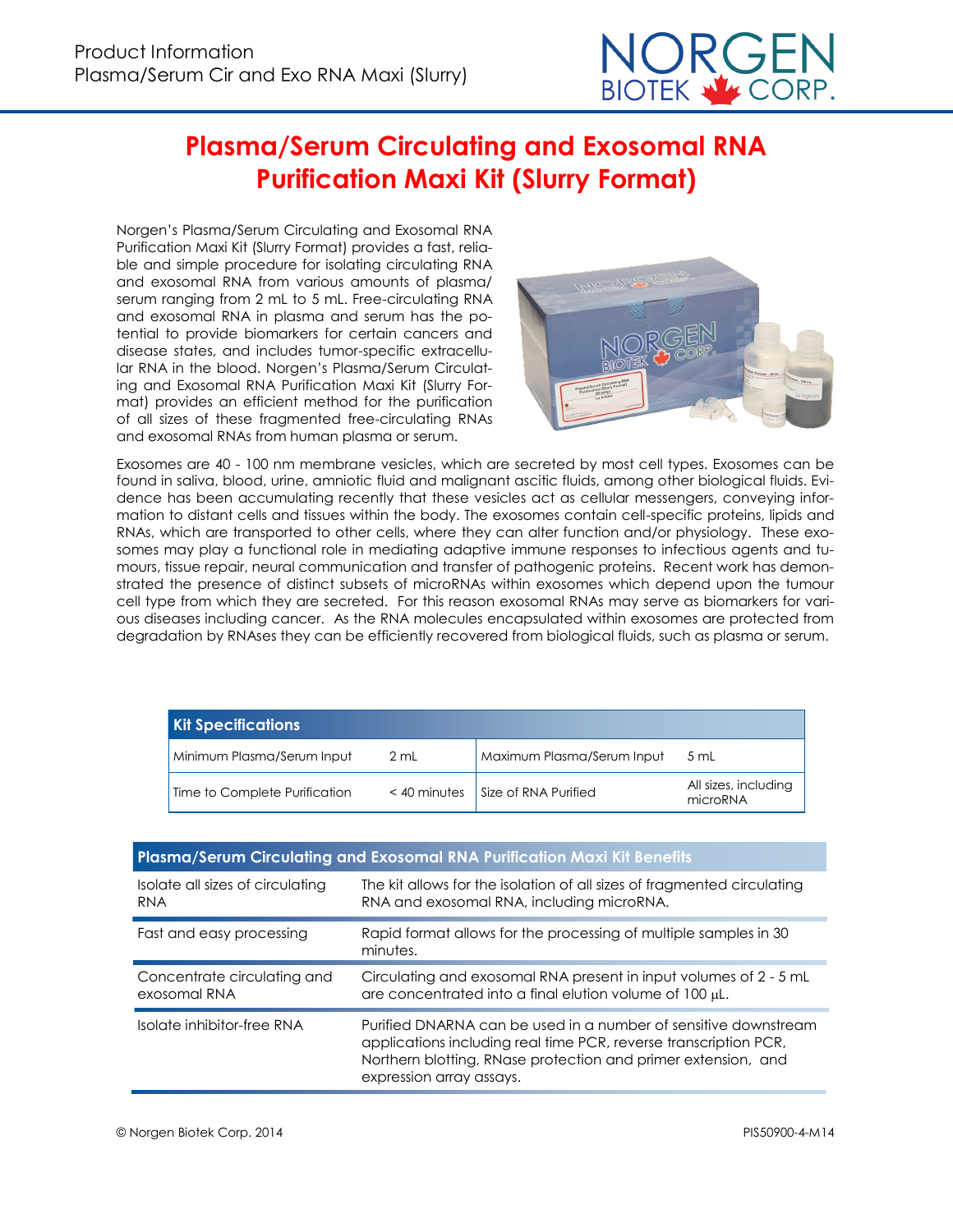# Plasma/Serum Circulating and Exosomal RNA Purification Maxi Kit (Slurry Format)

Norgen's Plasma/Serum Circulating and Exosomal RNA Purification Maxi Kit (Slurry Format) provides a fast, reliable and simple procedure for isolating circulating RNA and exosomal RNA from various amounts of plasma/serum ranging from 2 mL to 5 mL. Free-circulating RNA and exosomal RNA in plasma and serum has the potential to provide biomarkers for certain cancers and disease states, and includes tumor-specific extracellular RNA in the blood. Norgen's Plasma/Serum Circulating and Exosomal RNA Purification Maxi Kit (Slurry Format) provides an efficient method for the purification of all sizes of these fragmented free-circulating RNAs and exosomal RNAs from human plasma or serum.

Exosomes are 40 - 100 nm membrane vesicles, which are secreted by most cell types. Exosomes can be found in saliva, blood, urine, amniotic fluid and malignant ascitic fluids, among other biological fluids. Evidence has been accumulating recently that these vesicles act as cellular messengers, conveying information to distant cells and tissues within the body. The exosomes contain cell-specific proteins, lipids and RNAs, which are transported to other cells, where they can alter function and/or physiology. These exosomes may play a functional role in mediating adaptive immune responses to infectious agents and tumours, tissue repair, neural communication and transfer of pathogenic proteins. Recent work has demonstrated the presence of distinct subsets of microRNAs within exosomes which depend upon the tumour cell type from which they are secreted. For this reason exosomal RNAs may serve as biomarkers for various diseases including cancer. As the RNA molecules encapsulated within exosomes are protected from degradation by RNAses they can be efficiently recovered from biological fluids, such as plasma or serum.

| Kit Specifications | | | |
|---|---|---|---|
| Minimum Plasma/Serum Input | 2 mL | Maximum Plasma/Serum Input | 5 mL |
| Time to Complete Purification | < 40 minutes | Size of RNA Purified | All sizes, including microRNA |

| Plasma/Serum Circulating and Exosomal RNA Purification Maxi Kit Benefits | |
|---|---|
| Isolate all sizes of circulating RNA | The kit allows for the isolation of all sizes of fragmented circulating RNA and exosomal RNA, including microRNA. |
| Fast and easy processing | Rapid format allows for the processing of multiple samples in 30 minutes. |
| Concentrate circulating and exosomal RNA | Circulating and exosomal RNA present in input volumes of 2 - 5 mL are concentrated into a final elution volume of 100 μL. |
| Isolate inhibitor-free RNA | Purified DNARNA can be used in a number of sensitive downstream applications including real time PCR, reverse transcription PCR, Northern blotting, RNase protection and primer extension, and expression array assays. |

© Norgen Biotek Corp. 2014 PIS50900-4-M14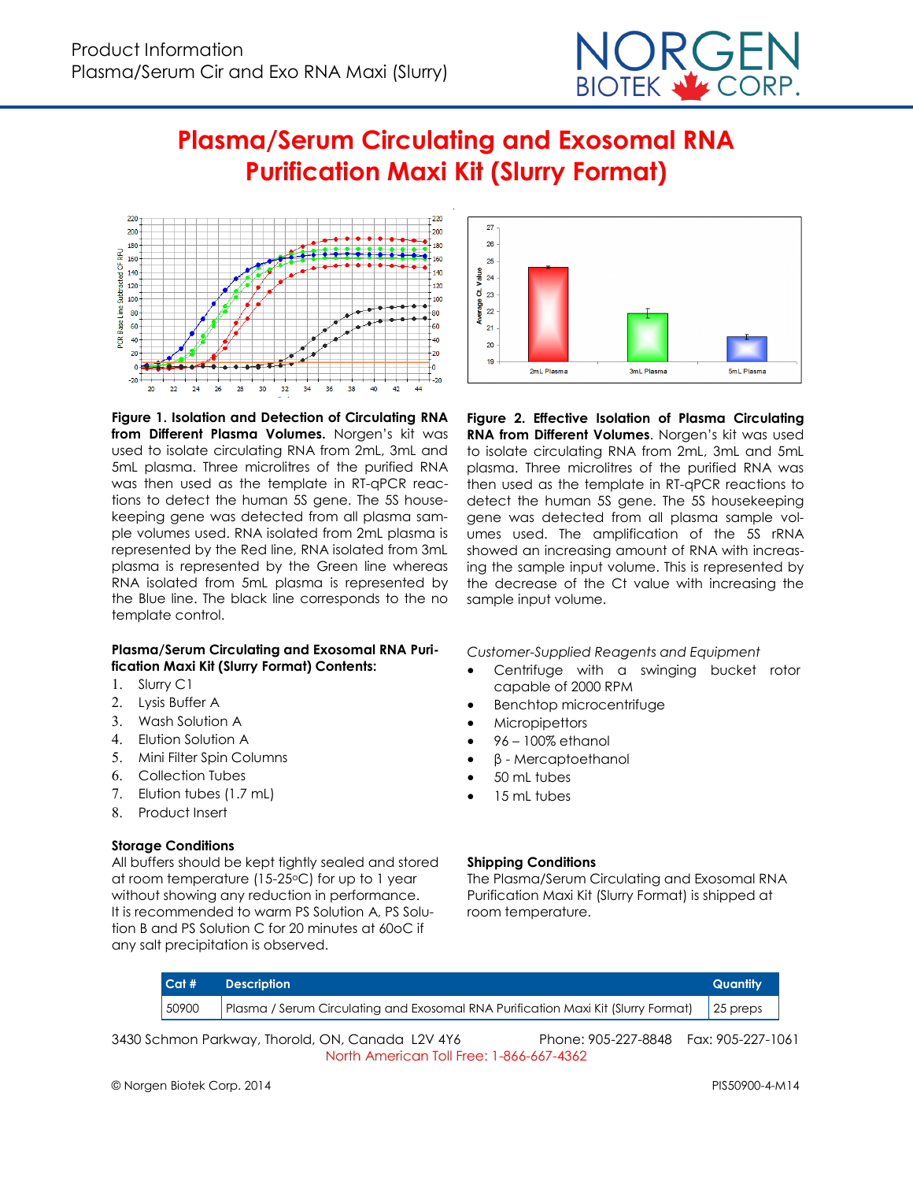# Plasma/Serum Circulating and Exosomal RNA Purification Maxi Kit (Slurry Format)

220
200
180
160
140
120
100
80
60
40
20
0
-20
PCR Base Line Subtracted CF RFU
20 22 24 26 28 30 32 34 36 38 40 42 44

27
26
25
24
23
22
21
20
19
Average Ct. Value
2mL Plasma
3mL Plasma
5mL Plasma

**Figure 1. Isolation and Detection of Circulating RNA from Different Plasma Volumes.** Norgen's kit was used to isolate circulating RNA from 2mL, 3mL and 5mL plasma. Three microlitres of the purified RNA was then used as the template in RT-qPCR reactions to detect the human 5S gene. The 5S housekeeping gene was detected from all plasma sample volumes used. RNA isolated from 2mL plasma is represented by the Red line, RNA isolated from 3mL plasma is represented by the Green line whereas RNA isolated from 5mL plasma is represented by the Blue line. The black line corresponds to the no template control.

**Figure 2. Effective Isolation of Plasma Circulating RNA from Different Volumes**. Norgen's kit was used to isolate circulating RNA from 2mL, 3mL and 5mL plasma. Three microlitres of the purified RNA was then used as the template in RT-qPCR reactions to detect the human 5S gene. The 5S housekeeping gene was detected from all plasma sample volumes used. The amplification of the 5S rRNA showed an increasing amount of RNA with increasing the sample input volume. This is represented by the decrease of the Ct value with increasing the sample input volume.

**Plasma/Serum Circulating and Exosomal RNA Purification Maxi Kit (Slurry Format) Contents:**

1. Slurry C1
2. Lysis Buffer A
3. Wash Solution A
4. Elution Solution A
5. Mini Filter Spin Columns
6. Collection Tubes
7. Elution tubes (1.7 mL)
8. Product Insert

*Customer-Supplied Reagents and Equipment*

- Centrifuge with a swinging bucket rotor capable of 2000 RPM
- Benchtop microcentrifuge
- Micropipettors
- 96 – 100% ethanol
- β - Mercaptoethanol
- 50 mL tubes
- 15 mL tubes

**Storage Conditions**

All buffers should be kept tightly sealed and stored at room temperature (15-25oC) for up to 1 year without showing any reduction in performance. It is recommended to warm PS Solution A, PS Solution B and PS Solution C for 20 minutes at 60oC if any salt precipitation is observed.

**Shipping Conditions**

The Plasma/Serum Circulating and Exosomal RNA Purification Maxi Kit (Slurry Format) is shipped at room temperature.

| Cat # | Description | Quantity |
|---|---|---|
| 50900 | Plasma / Serum Circulating and Exosomal RNA Purification Maxi Kit (Slurry Format) | 25 preps |

3430 Schmon Parkway, Thorold, ON, Canada L2V 4Y6 Phone: 905-227-8848 Fax: 905-227-1061
North American Toll Free: 1-866-667-4362

© Norgen Biotek Corp. 2014 PIS50900-4-M14